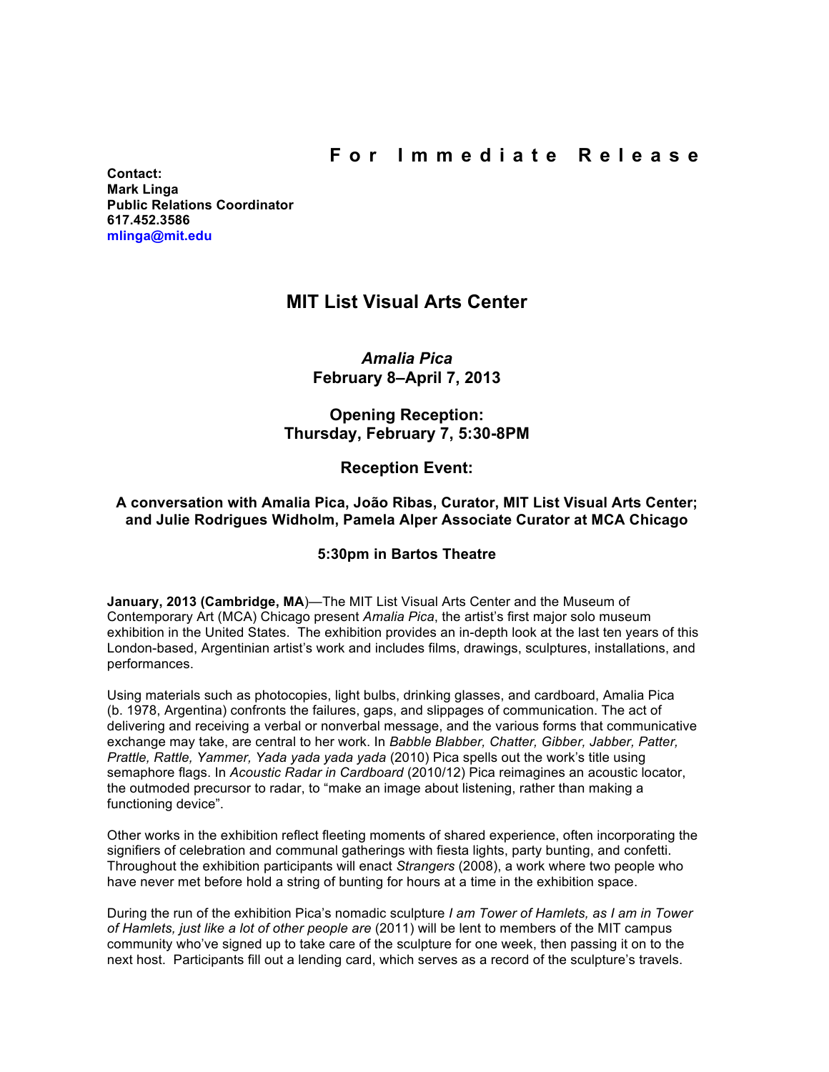**For Immediate Release**

**Contact:**
**Mark Linga**
**Public Relations Coordinator**
**617.452.3586**
**mlinga@mit.edu**

# MIT List Visual Arts Center

## *Amalia Pica*
## February 8–April 7, 2013

### Opening Reception:
### Thursday, February 7, 5:30-8PM

### Reception Event:

**A conversation with Amalia Pica, João Ribas, Curator, MIT List Visual Arts Center; and Julie Rodrigues Widholm, Pamela Alper Associate Curator at MCA Chicago**

**5:30pm in Bartos Theatre**

**January, 2013 (Cambridge, MA**)—The MIT List Visual Arts Center and the Museum of Contemporary Art (MCA) Chicago present *Amalia Pica*, the artist's first major solo museum exhibition in the United States. The exhibition provides an in-depth look at the last ten years of this London-based, Argentinian artist's work and includes films, drawings, sculptures, installations, and performances.

Using materials such as photocopies, light bulbs, drinking glasses, and cardboard, Amalia Pica (b. 1978, Argentina) confronts the failures, gaps, and slippages of communication. The act of delivering and receiving a verbal or nonverbal message, and the various forms that communicative exchange may take, are central to her work. In *Babble Blabber, Chatter, Gibber, Jabber, Patter, Prattle, Rattle, Yammer, Yada yada yada yada* (2010) Pica spells out the work's title using semaphore flags. In *Acoustic Radar in Cardboard* (2010/12) Pica reimagines an acoustic locator, the outmoded precursor to radar, to "make an image about listening, rather than making a functioning device".

Other works in the exhibition reflect fleeting moments of shared experience, often incorporating the signifiers of celebration and communal gatherings with fiesta lights, party bunting, and confetti. Throughout the exhibition participants will enact *Strangers* (2008), a work where two people who have never met before hold a string of bunting for hours at a time in the exhibition space.

During the run of the exhibition Pica's nomadic sculpture *I am Tower of Hamlets, as I am in Tower of Hamlets, just like a lot of other people are* (2011) will be lent to members of the MIT campus community who've signed up to take care of the sculpture for one week, then passing it on to the next host. Participants fill out a lending card, which serves as a record of the sculpture's travels.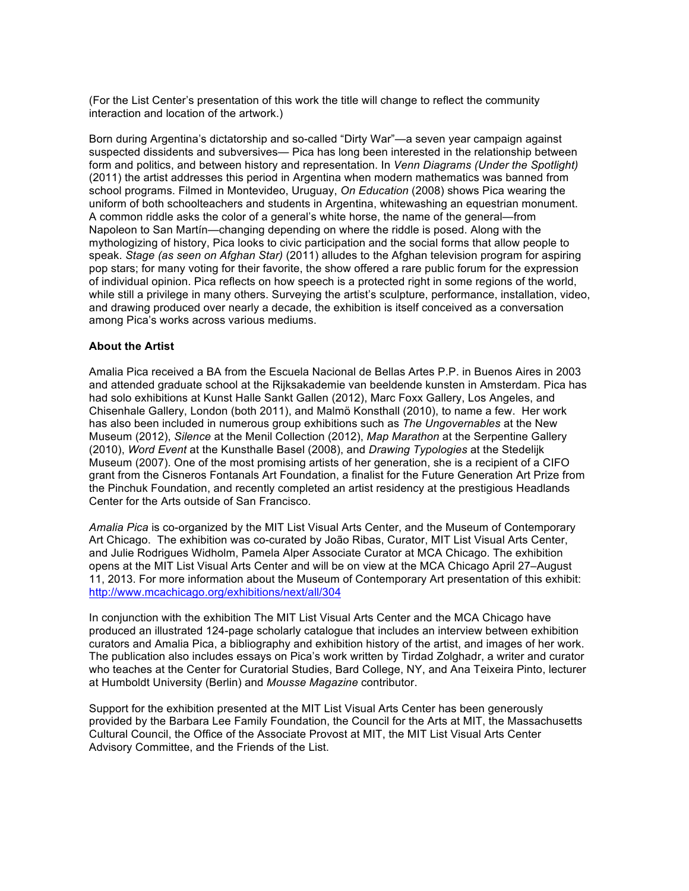(For the List Center's presentation of this work the title will change to reflect the community interaction and location of the artwork.)

Born during Argentina's dictatorship and so-called "Dirty War"—a seven year campaign against suspected dissidents and subversives— Pica has long been interested in the relationship between form and politics, and between history and representation. In *Venn Diagrams (Under the Spotlight)* (2011) the artist addresses this period in Argentina when modern mathematics was banned from school programs. Filmed in Montevideo, Uruguay, *On Education* (2008) shows Pica wearing the uniform of both schoolteachers and students in Argentina, whitewashing an equestrian monument. A common riddle asks the color of a general's white horse, the name of the general—from Napoleon to San Martín—changing depending on where the riddle is posed. Along with the mythologizing of history, Pica looks to civic participation and the social forms that allow people to speak. *Stage (as seen on Afghan Star)* (2011) alludes to the Afghan television program for aspiring pop stars; for many voting for their favorite, the show offered a rare public forum for the expression of individual opinion. Pica reflects on how speech is a protected right in some regions of the world, while still a privilege in many others. Surveying the artist's sculpture, performance, installation, video, and drawing produced over nearly a decade, the exhibition is itself conceived as a conversation among Pica's works across various mediums.

**About the Artist**

Amalia Pica received a BA from the Escuela Nacional de Bellas Artes P.P. in Buenos Aires in 2003 and attended graduate school at the Rijksakademie van beeldende kunsten in Amsterdam. Pica has had solo exhibitions at Kunst Halle Sankt Gallen (2012), Marc Foxx Gallery, Los Angeles, and Chisenhale Gallery, London (both 2011), and Malmö Konsthall (2010), to name a few. Her work has also been included in numerous group exhibitions such as *The Ungovernables* at the New Museum (2012), *Silence* at the Menil Collection (2012), *Map Marathon* at the Serpentine Gallery (2010), *Word Event* at the Kunsthalle Basel (2008), and *Drawing Typologies* at the Stedelijk Museum (2007). One of the most promising artists of her generation, she is a recipient of a CIFO grant from the Cisneros Fontanals Art Foundation, a finalist for the Future Generation Art Prize from the Pinchuk Foundation, and recently completed an artist residency at the prestigious Headlands Center for the Arts outside of San Francisco.

*Amalia Pica* is co-organized by the MIT List Visual Arts Center, and the Museum of Contemporary Art Chicago. The exhibition was co-curated by João Ribas, Curator, MIT List Visual Arts Center, and Julie Rodrigues Widholm, Pamela Alper Associate Curator at MCA Chicago. The exhibition opens at the MIT List Visual Arts Center and will be on view at the MCA Chicago April 27–August 11, 2013. For more information about the Museum of Contemporary Art presentation of this exhibit: http://www.mcachicago.org/exhibitions/next/all/304

In conjunction with the exhibition The MIT List Visual Arts Center and the MCA Chicago have produced an illustrated 124-page scholarly catalogue that includes an interview between exhibition curators and Amalia Pica, a bibliography and exhibition history of the artist, and images of her work. The publication also includes essays on Pica's work written by Tirdad Zolghadr, a writer and curator who teaches at the Center for Curatorial Studies, Bard College, NY, and Ana Teixeira Pinto, lecturer at Humboldt University (Berlin) and *Mousse Magazine* contributor.

Support for the exhibition presented at the MIT List Visual Arts Center has been generously provided by the Barbara Lee Family Foundation, the Council for the Arts at MIT, the Massachusetts Cultural Council, the Office of the Associate Provost at MIT, the MIT List Visual Arts Center Advisory Committee, and the Friends of the List.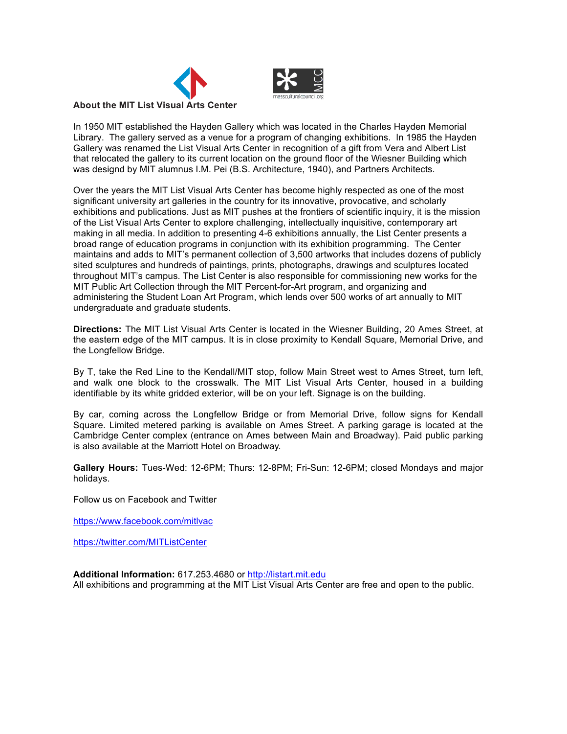## About the MIT List Visual Arts Center

In 1950 MIT established the Hayden Gallery which was located in the Charles Hayden Memorial Library. The gallery served as a venue for a program of changing exhibitions. In 1985 the Hayden Gallery was renamed the List Visual Arts Center in recognition of a gift from Vera and Albert List that relocated the gallery to its current location on the ground floor of the Wiesner Building which was designd by MIT alumnus I.M. Pei (B.S. Architecture, 1940), and Partners Architects.

Over the years the MIT List Visual Arts Center has become highly respected as one of the most significant university art galleries in the country for its innovative, provocative, and scholarly exhibitions and publications. Just as MIT pushes at the frontiers of scientific inquiry, it is the mission of the List Visual Arts Center to explore challenging, intellectually inquisitive, contemporary art making in all media. In addition to presenting 4-6 exhibitions annually, the List Center presents a broad range of education programs in conjunction with its exhibition programming. The Center maintains and adds to MIT's permanent collection of 3,500 artworks that includes dozens of publicly sited sculptures and hundreds of paintings, prints, photographs, drawings and sculptures located throughout MIT's campus. The List Center is also responsible for commissioning new works for the MIT Public Art Collection through the MIT Percent-for-Art program, and organizing and administering the Student Loan Art Program, which lends over 500 works of art annually to MIT undergraduate and graduate students.

**Directions:** The MIT List Visual Arts Center is located in the Wiesner Building, 20 Ames Street, at the eastern edge of the MIT campus. It is in close proximity to Kendall Square, Memorial Drive, and the Longfellow Bridge.

By T, take the Red Line to the Kendall/MIT stop, follow Main Street west to Ames Street, turn left, and walk one block to the crosswalk. The MIT List Visual Arts Center, housed in a building identifiable by its white gridded exterior, will be on your left. Signage is on the building.

By car, coming across the Longfellow Bridge or from Memorial Drive, follow signs for Kendall Square. Limited metered parking is available on Ames Street. A parking garage is located at the Cambridge Center complex (entrance on Ames between Main and Broadway). Paid public parking is also available at the Marriott Hotel on Broadway.

**Gallery Hours:** Tues-Wed: 12-6PM; Thurs: 12-8PM; Fri-Sun: 12-6PM; closed Mondays and major holidays.

Follow us on Facebook and Twitter

https://www.facebook.com/mitlvac

https://twitter.com/MITListCenter

**Additional Information:** 617.253.4680 or http://listart.mit.edu
All exhibitions and programming at the MIT List Visual Arts Center are free and open to the public.